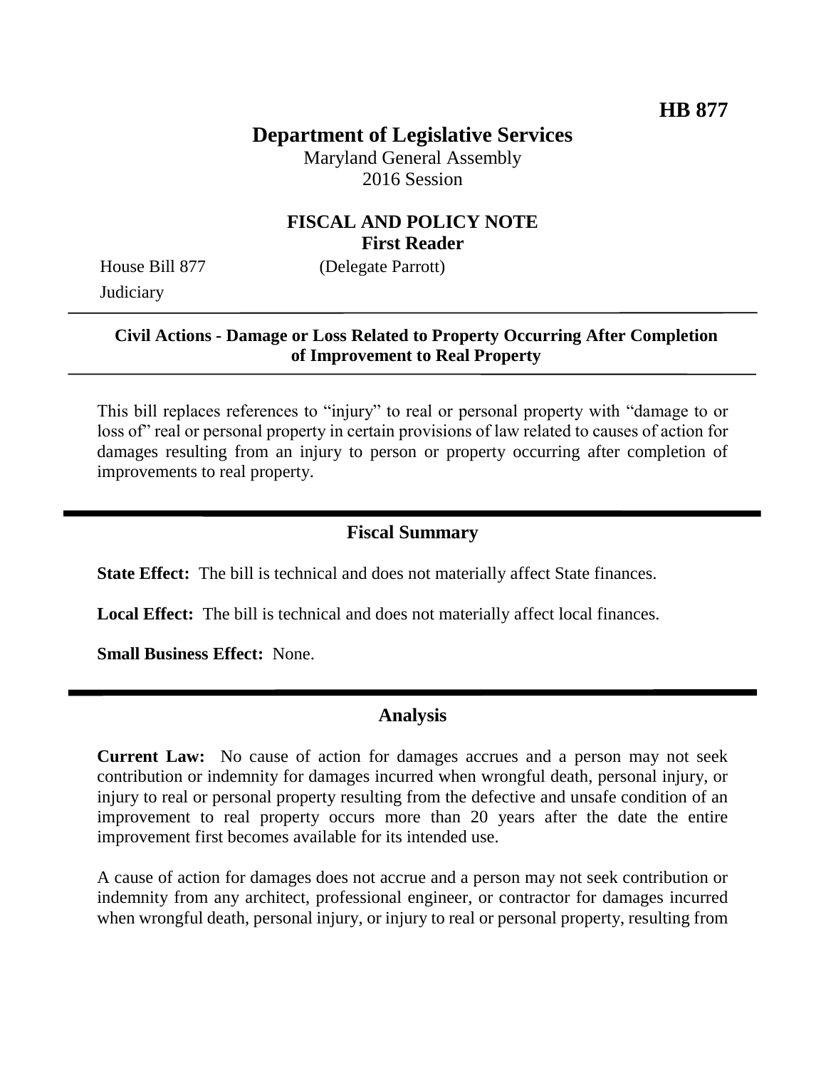**HB 877**

# Department of Legislative Services

Maryland General Assembly
2016 Session

## FISCAL AND POLICY NOTE
**First Reader**

House Bill 877 (Delegate Parrott)
Judiciary

---

**Civil Actions - Damage or Loss Related to Property Occurring After Completion of Improvement to Real Property**

---

This bill replaces references to "injury" to real or personal property with "damage to or loss of" real or personal property in certain provisions of law related to causes of action for damages resulting from an injury to person or property occurring after completion of improvements to real property.

---

## Fiscal Summary

**State Effect:** The bill is technical and does not materially affect State finances.

**Local Effect:** The bill is technical and does not materially affect local finances.

**Small Business Effect:** None.

---

## Analysis

**Current Law:** No cause of action for damages accrues and a person may not seek contribution or indemnity for damages incurred when wrongful death, personal injury, or injury to real or personal property resulting from the defective and unsafe condition of an improvement to real property occurs more than 20 years after the date the entire improvement first becomes available for its intended use.

A cause of action for damages does not accrue and a person may not seek contribution or indemnity from any architect, professional engineer, or contractor for damages incurred when wrongful death, personal injury, or injury to real or personal property, resulting from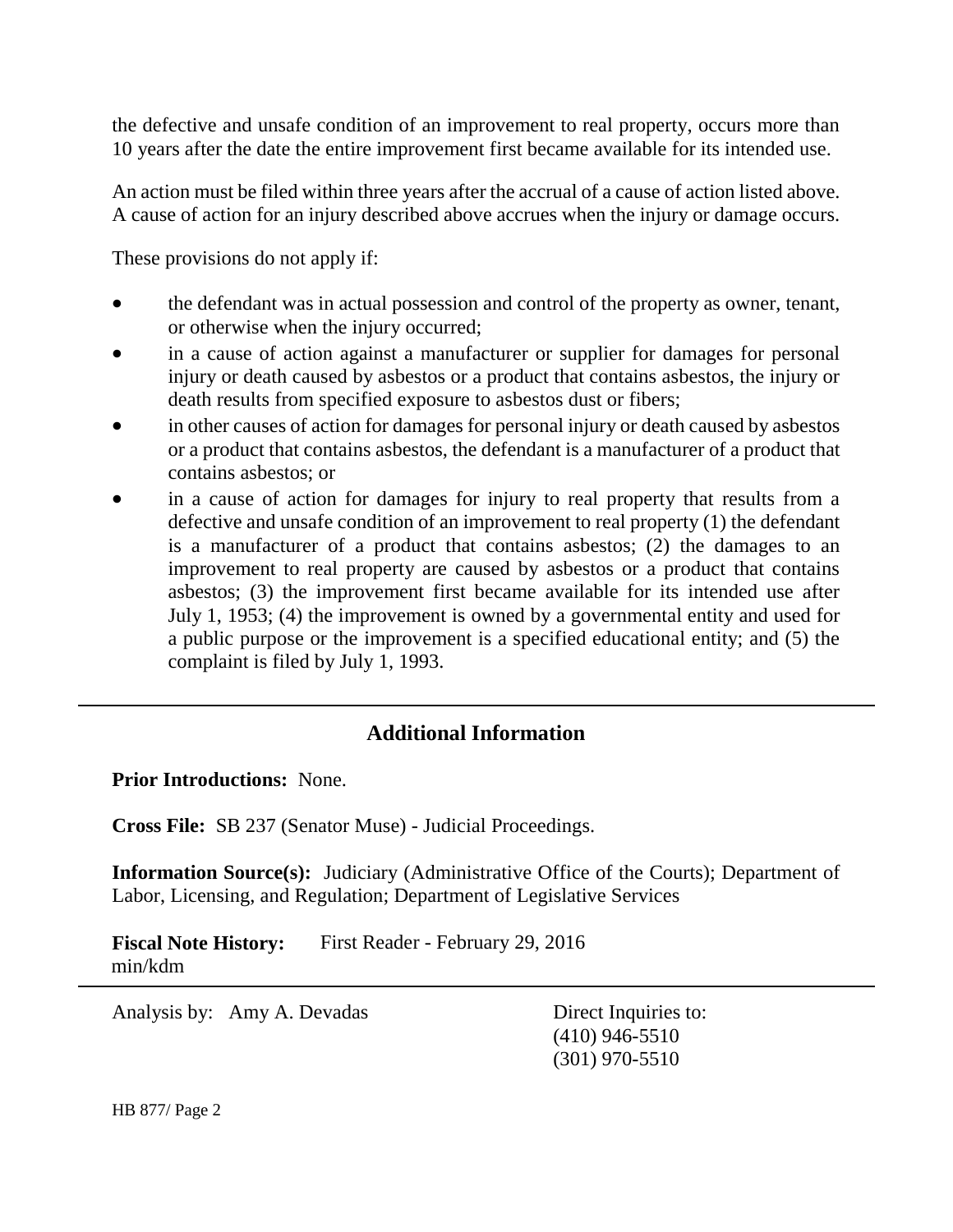the defective and unsafe condition of an improvement to real property, occurs more than 10 years after the date the entire improvement first became available for its intended use.

An action must be filed within three years after the accrual of a cause of action listed above. A cause of action for an injury described above accrues when the injury or damage occurs.

These provisions do not apply if:

- the defendant was in actual possession and control of the property as owner, tenant, or otherwise when the injury occurred;
- in a cause of action against a manufacturer or supplier for damages for personal injury or death caused by asbestos or a product that contains asbestos, the injury or death results from specified exposure to asbestos dust or fibers;
- in other causes of action for damages for personal injury or death caused by asbestos or a product that contains asbestos, the defendant is a manufacturer of a product that contains asbestos; or
- in a cause of action for damages for injury to real property that results from a defective and unsafe condition of an improvement to real property (1) the defendant is a manufacturer of a product that contains asbestos; (2) the damages to an improvement to real property are caused by asbestos or a product that contains asbestos; (3) the improvement first became available for its intended use after July 1, 1953; (4) the improvement is owned by a governmental entity and used for a public purpose or the improvement is a specified educational entity; and (5) the complaint is filed by July 1, 1993.

## Additional Information

**Prior Introductions:** None.

**Cross File:** SB 237 (Senator Muse) - Judicial Proceedings.

**Information Source(s):** Judiciary (Administrative Office of the Courts); Department of Labor, Licensing, and Regulation; Department of Legislative Services

**Fiscal Note History:** First Reader - February 29, 2016
min/kdm

Analysis by: Amy A. Devadas

Direct Inquiries to:
(410) 946-5510
(301) 970-5510